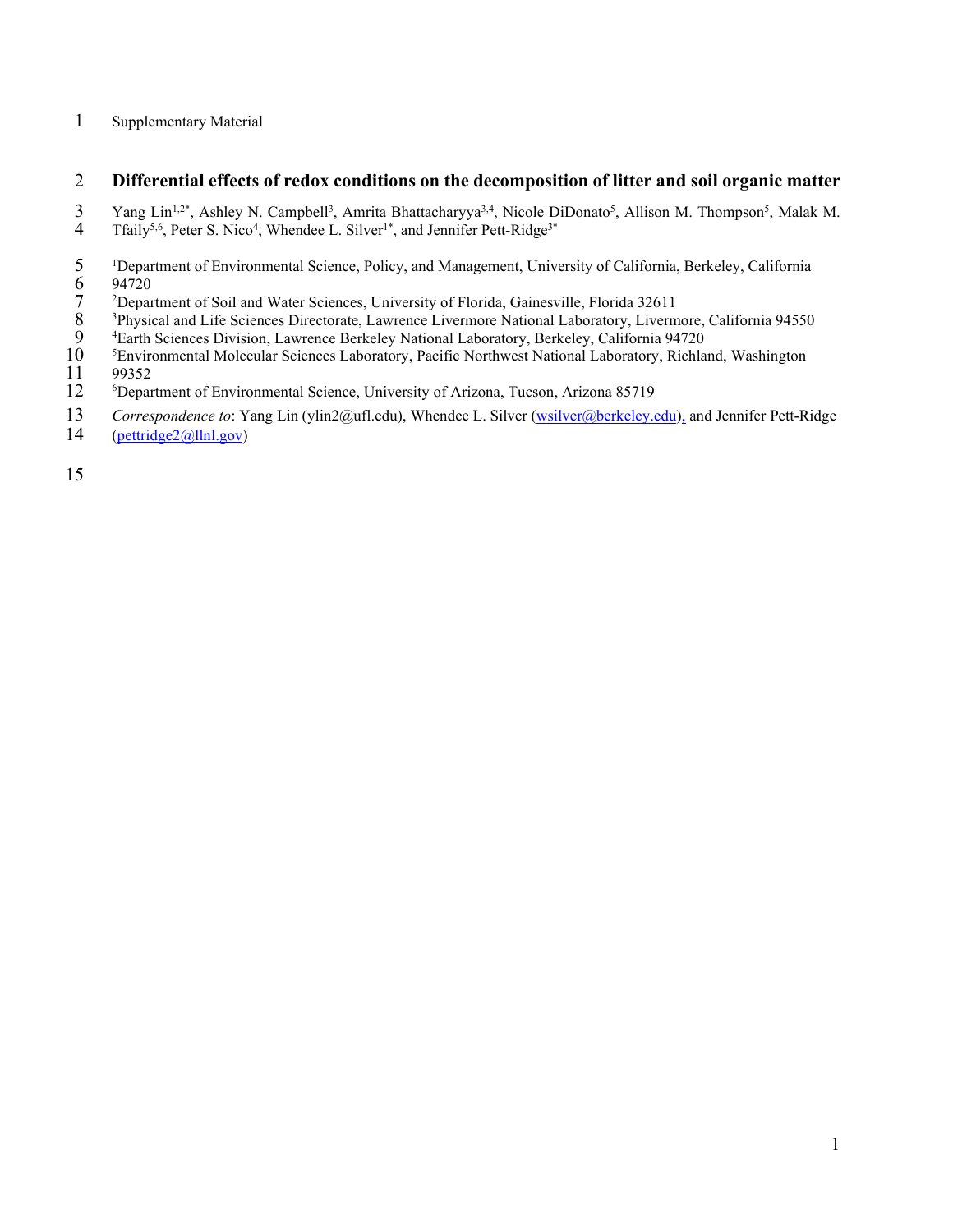Supplementary Material

# Differential effects of redox conditions on the decomposition of litter and soil organic matter

Yang Lin[1,2*], Ashley N. Campbell[3], Amrita Bhattacharyya[3,4], Nicole DiDonato[5], Allison M. Thompson[5], Malak M. Tfaily[5,6], Peter S. Nico[4], Whendee L. Silver[1*], and Jennifer Pett-Ridge[3*]

[1]Department of Environmental Science, Policy, and Management, University of California, Berkeley, California 94720
[2]Department of Soil and Water Sciences, University of Florida, Gainesville, Florida 32611
[3]Physical and Life Sciences Directorate, Lawrence Livermore National Laboratory, Livermore, California 94550
[4]Earth Sciences Division, Lawrence Berkeley National Laboratory, Berkeley, California 94720
[5]Environmental Molecular Sciences Laboratory, Pacific Northwest National Laboratory, Richland, Washington 99352
[6]Department of Environmental Science, University of Arizona, Tucson, Arizona 85719

*Correspondence to*: Yang Lin (ylin2@ufl.edu), Whendee L. Silver (wsilver@berkeley.edu), and Jennifer Pett-Ridge (pettridge2@llnl.gov)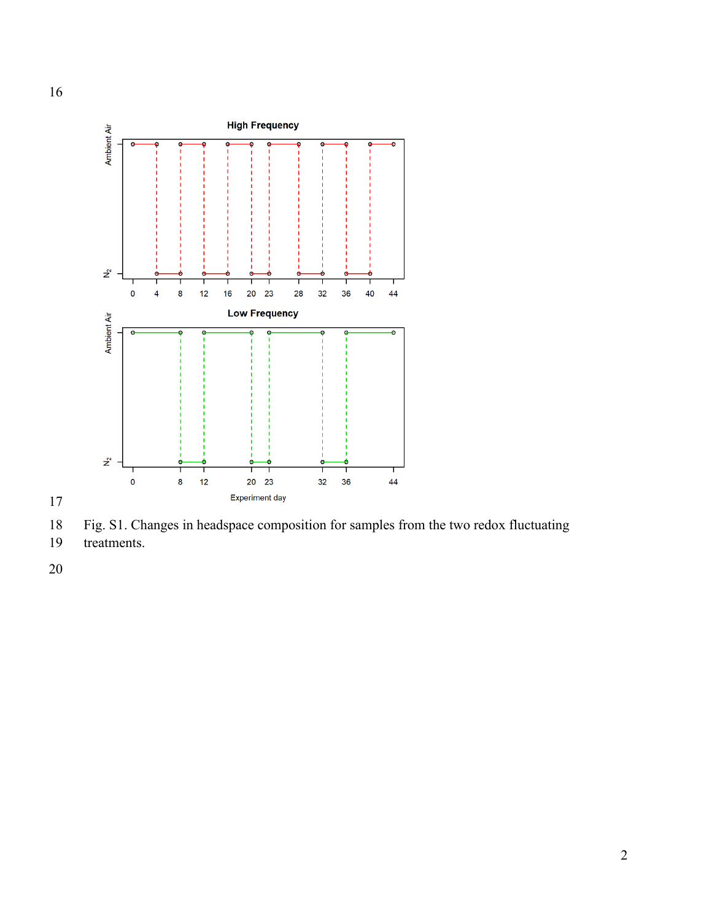Fig. S1. Changes in headspace composition for samples from the two redox fluctuating treatments.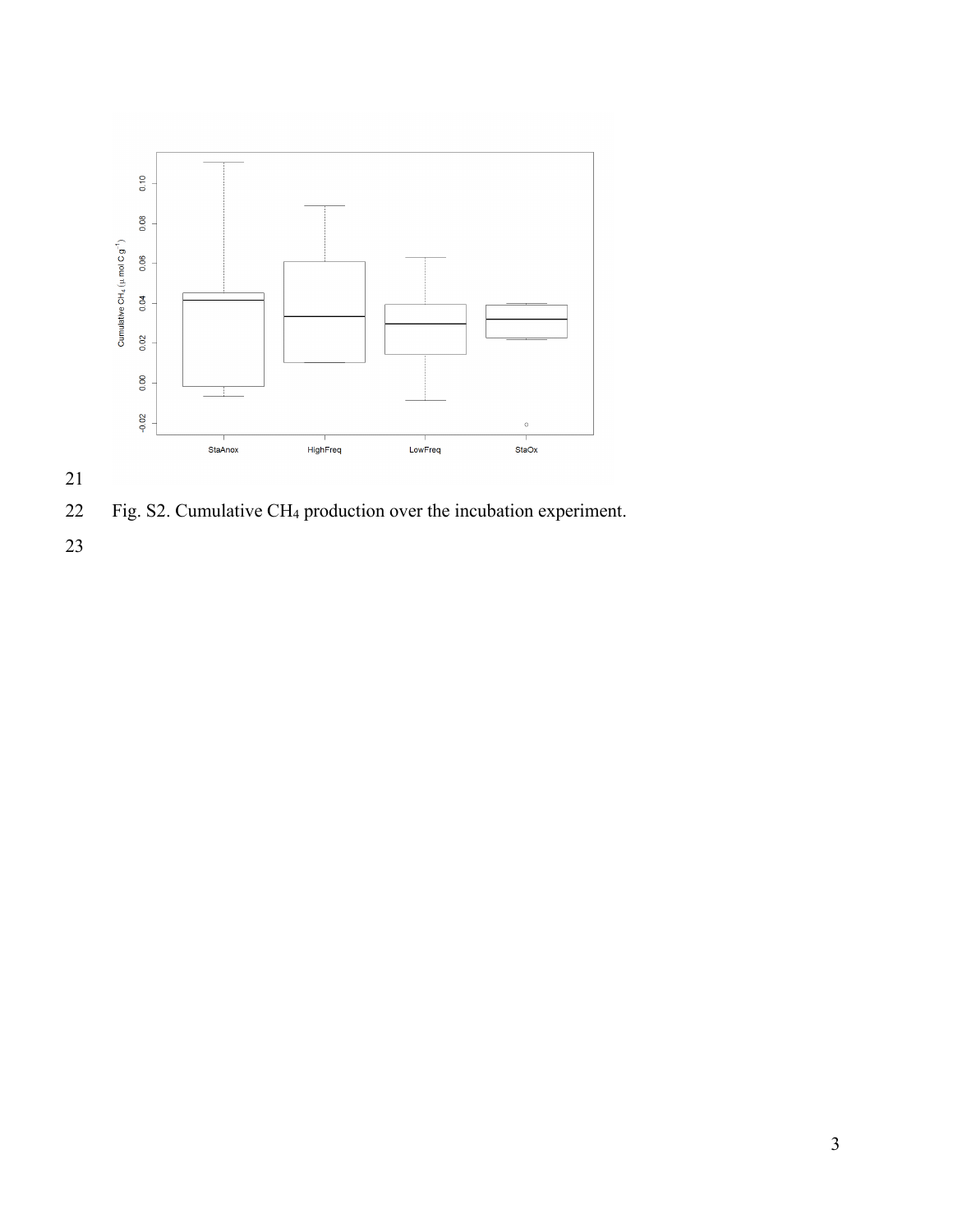Fig. S2. Cumulative $CH_4$ production over the incubation experiment.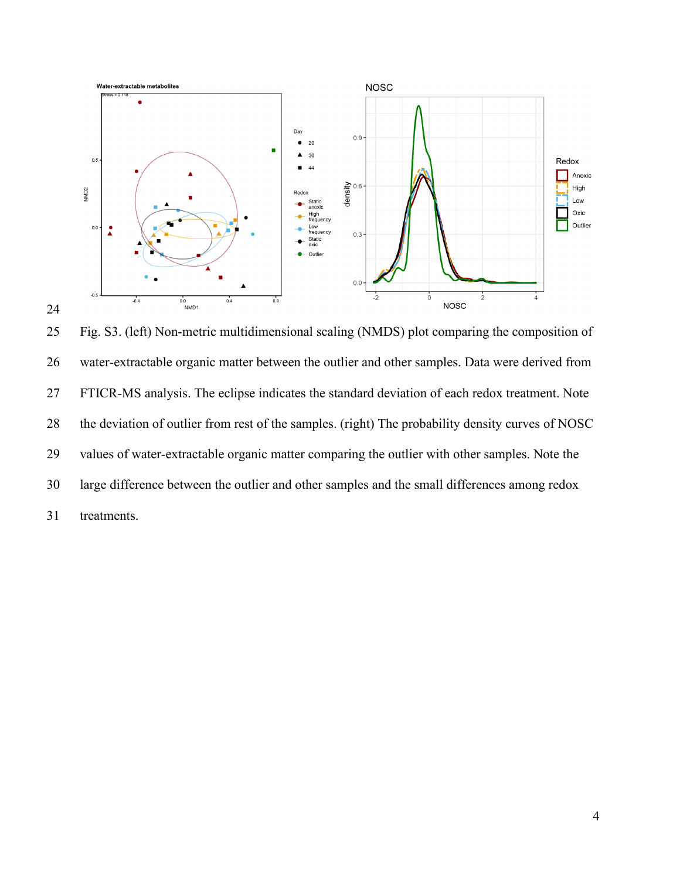Fig. S3. (left) Non-metric multidimensional scaling (NMDS) plot comparing the composition of water-extractable organic matter between the outlier and other samples. Data were derived from FTICR-MS analysis. The eclipse indicates the standard deviation of each redox treatment. Note the deviation of outlier from rest of the samples. (right) The probability density curves of NOSC values of water-extractable organic matter comparing the outlier with other samples. Note the large difference between the outlier and other samples and the small differences among redox treatments.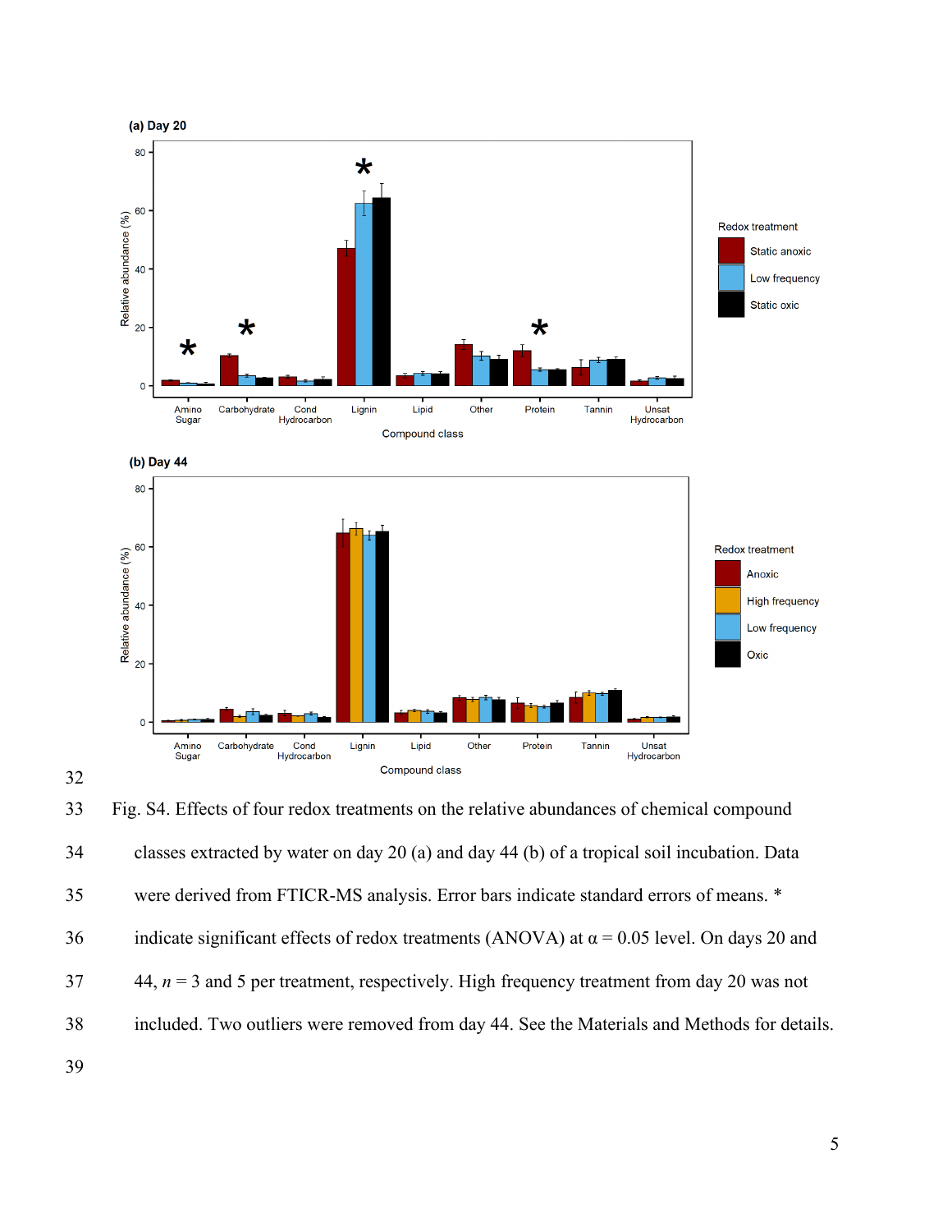Fig. S4. Effects of four redox treatments on the relative abundances of chemical compound classes extracted by water on day 20 (a) and day 44 (b) of a tropical soil incubation. Data were derived from FTICR-MS analysis. Error bars indicate standard errors of means. * indicate significant effects of redox treatments (ANOVA) at α = 0.05 level. On days 20 and 44, *n* = 3 and 5 per treatment, respectively. High frequency treatment from day 20 was not included. Two outliers were removed from day 44. See the Materials and Methods for details.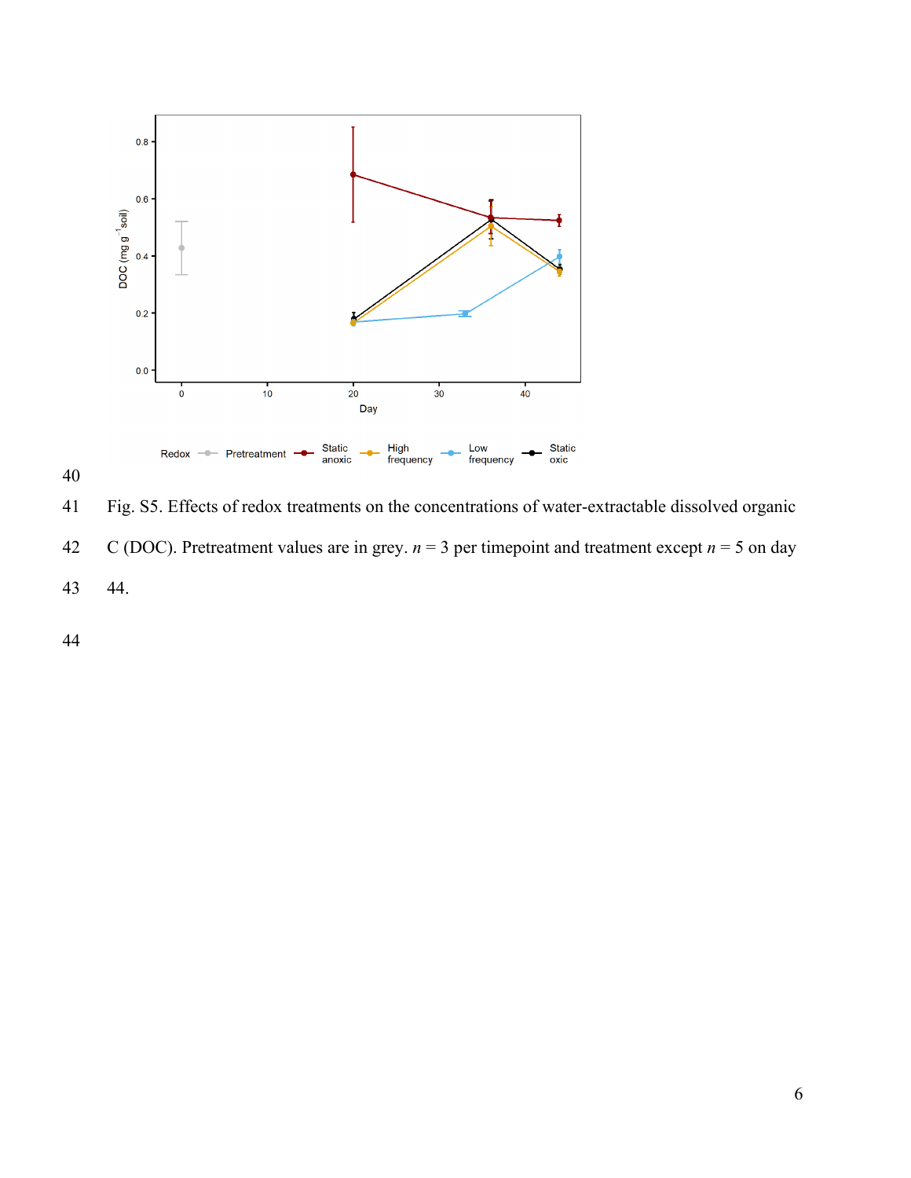Fig. S5. Effects of redox treatments on the concentrations of water-extractable dissolved organic C (DOC). Pretreatment values are in grey. *n* = 3 per timepoint and treatment except *n* = 5 on day 44.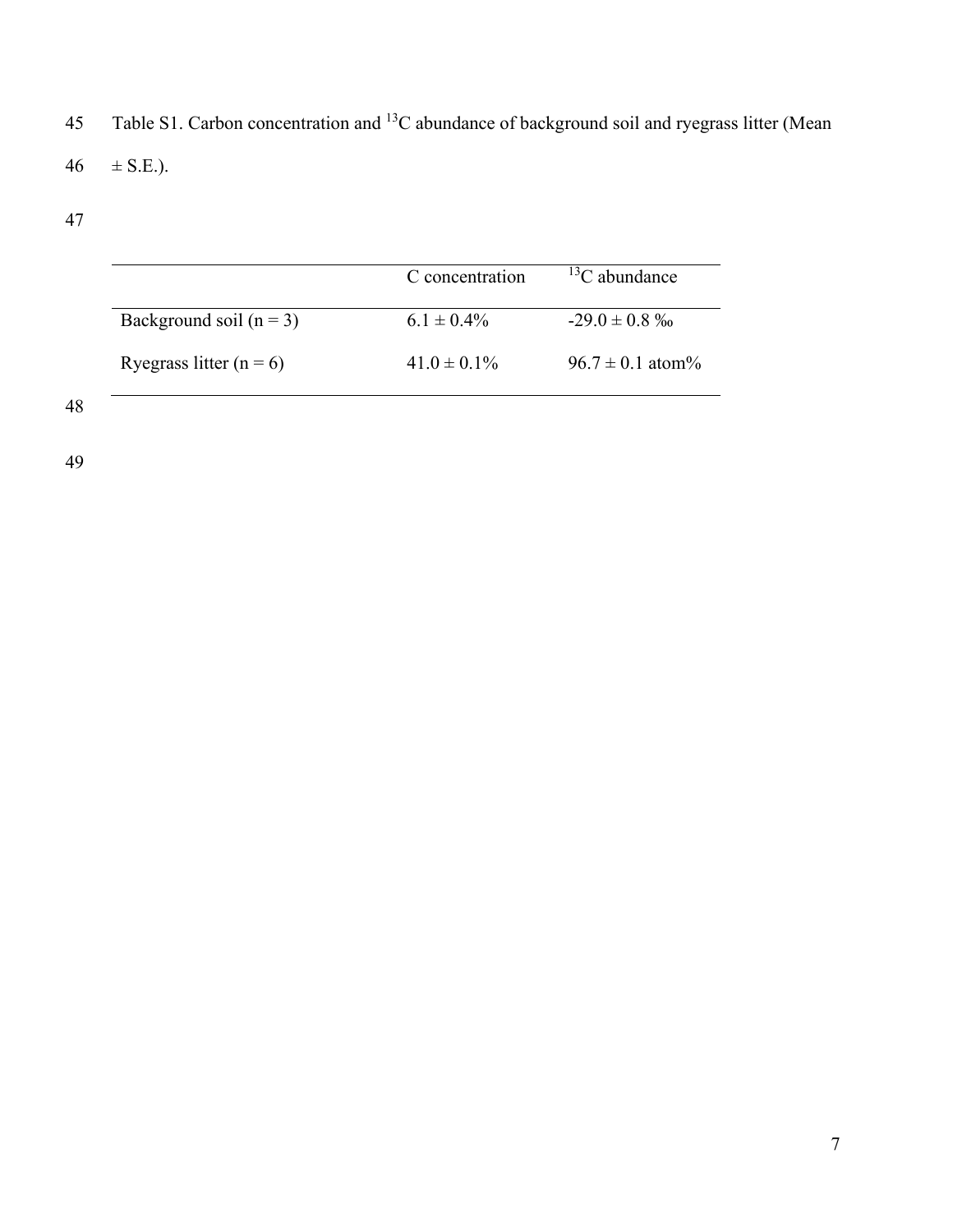Table S1. Carbon concentration and $^{13}C$ abundance of background soil and ryegrass litter (Mean ± S.E.).

| | C concentration | $^{13}C$ abundance |
|---|---|---|
| Background soil (n = 3) | 6.1 ± 0.4% | -29.0 ± 0.8 ‰ |
| Ryegrass litter (n = 6) | 41.0 ± 0.1% | 96.7 ± 0.1 atom% |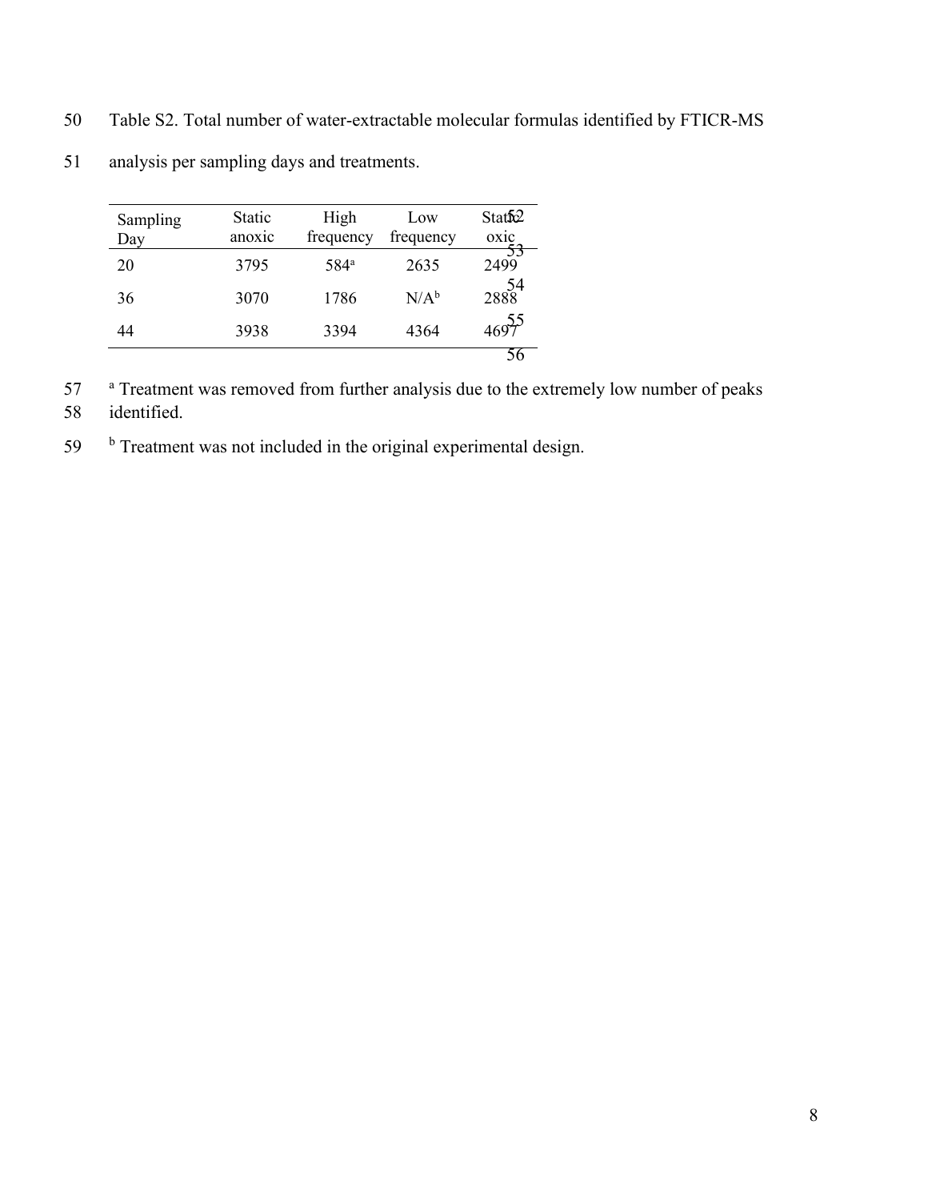Table S2. Total number of water-extractable molecular formulas identified by FTICR-MS analysis per sampling days and treatments.

| Sampling Day | Static anoxic | High frequency | Low frequency | Static oxic |
|---|---|---|---|---|
| 20 | 3795 | 584[a] | 2635 | 2499 |
| 36 | 3070 | 1786 | N/A[b] | 2888 |
| 44 | 3938 | 3394 | 4364 | 4697 |

[a] Treatment was removed from further analysis due to the extremely low number of peaks identified.

[b] Treatment was not included in the original experimental design.